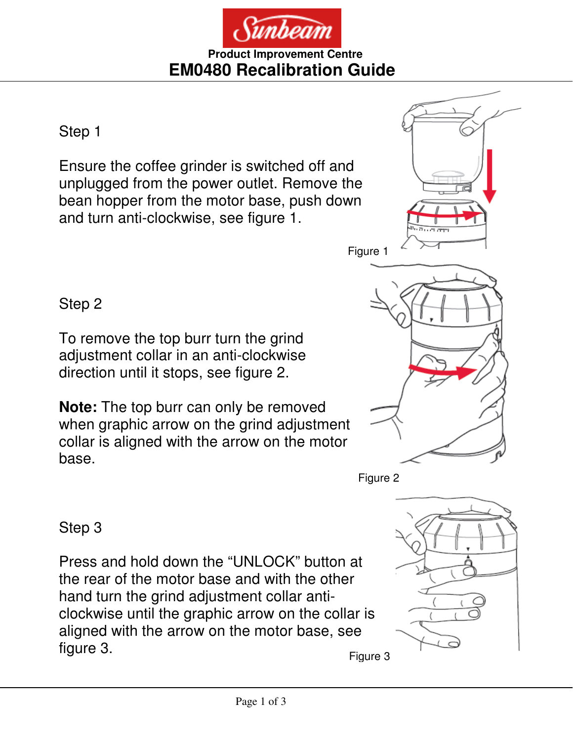Sunbeam

Product Improvement Centre

# EM0480 Recalibration Guide

## Step 1

Ensure the coffee grinder is switched off and unplugged from the power outlet. Remove the bean hopper from the motor base, push down and turn anti-clockwise, see figure 1.

Figure 1

## Step 2

To remove the top burr turn the grind adjustment collar in an anti-clockwise direction until it stops, see figure 2.

**Note:** The top burr can only be removed when graphic arrow on the grind adjustment collar is aligned with the arrow on the motor base.

Figure 2

## Step 3

Press and hold down the "UNLOCK" button at the rear of the motor base and with the other hand turn the grind adjustment collar anti-clockwise until the graphic arrow on the collar is aligned with the arrow on the motor base, see figure 3.

Figure 3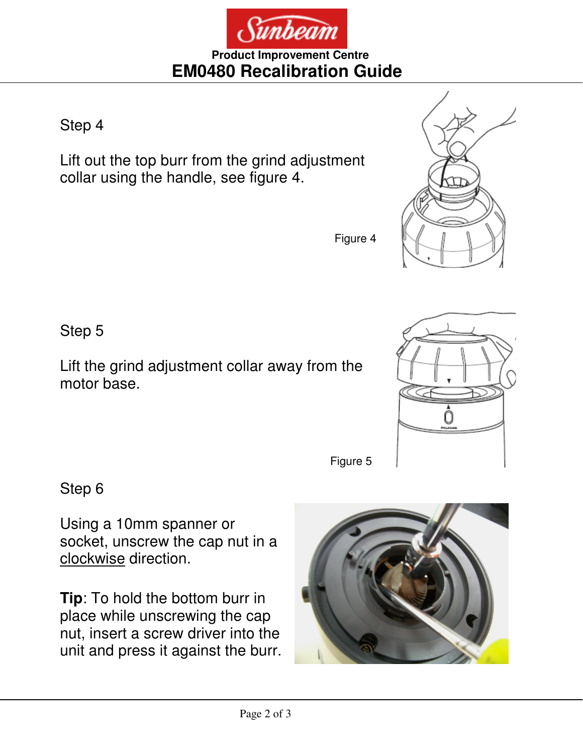Step 4

Lift out the top burr from the grind adjustment collar using the handle, see figure 4.

Figure 4

Step 5

Lift the grind adjustment collar away from the motor base.

Figure 5

Step 6

Using a 10mm spanner or socket, unscrew the cap nut in a clockwise direction.

**Tip**: To hold the bottom burr in place while unscrewing the cap nut, insert a screw driver into the unit and press it against the burr.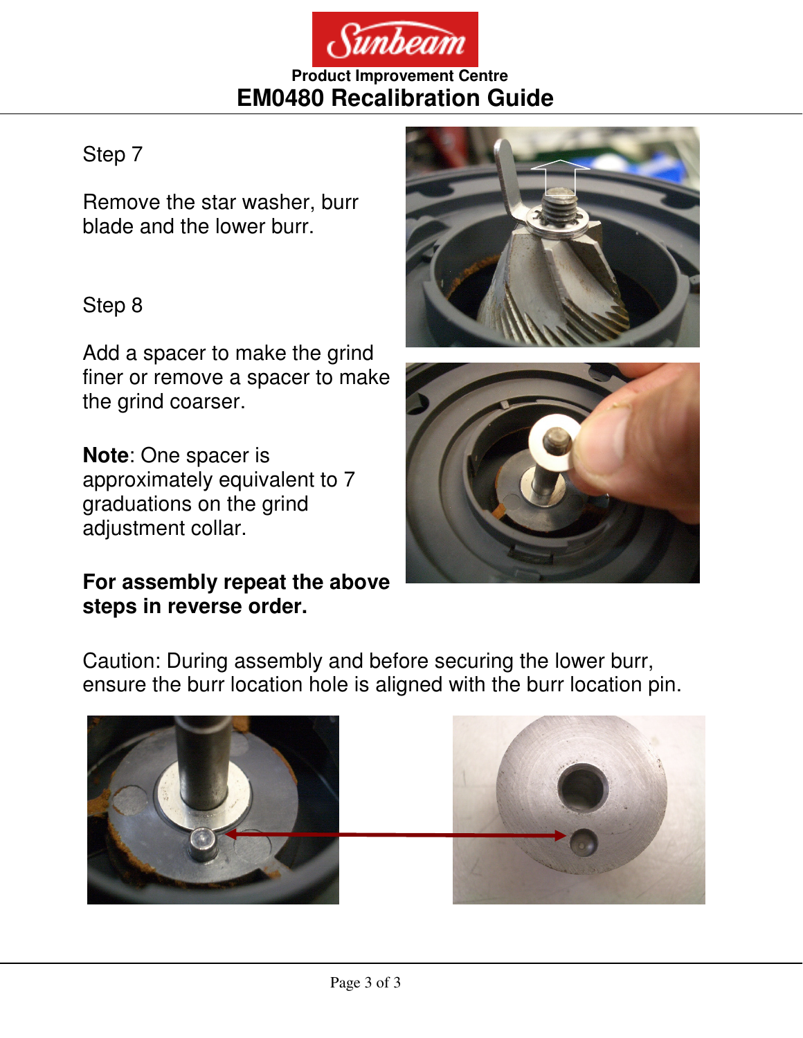Step 7

Remove the star washer, burr blade and the lower burr.

Step 8

Add a spacer to make the grind finer or remove a spacer to make the grind coarser.

**Note**: One spacer is approximately equivalent to 7 graduations on the grind adjustment collar.

**For assembly repeat the above steps in reverse order.**

Caution: During assembly and before securing the lower burr, ensure the burr location hole is aligned with the burr location pin.